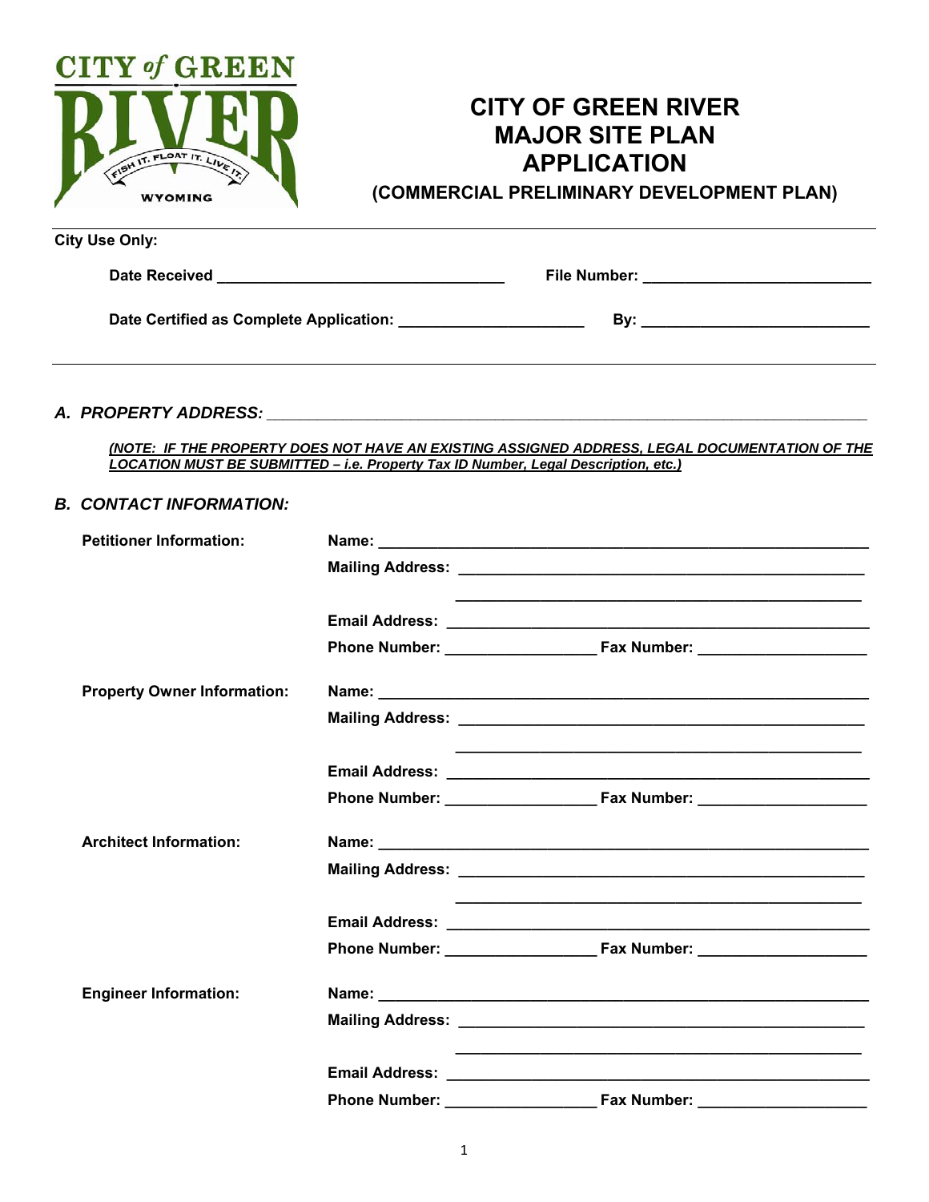CITY of GREEN RIVER
FISH IT. FLOAT IT. LIVE IT.
WYOMING

# CITY OF GREEN RIVER MAJOR SITE PLAN APPLICATION

## (COMMERCIAL PRELIMINARY DEVELOPMENT PLAN)

**City Use Only:**

**Date Received** ________________________________ **File Number:** __________________________

**Date Certified as Complete Application:** _____________________ **By:** __________________________

### *A. PROPERTY ADDRESS:* ____________________________________________________________________

***(NOTE: IF THE PROPERTY DOES NOT HAVE AN EXISTING ASSIGNED ADDRESS, LEGAL DOCUMENTATION OF THE LOCATION MUST BE SUBMITTED – i.e. Property Tax ID Number, Legal Description, etc.)***

### *B. CONTACT INFORMATION:*

**Petitioner Information:**

**Name:** ________________________________________________________

**Mailing Address:** ______________________________________________

______________________________________________

**Email Address:** ________________________________________________

**Phone Number:** _________________ **Fax Number:** __________________

**Property Owner Information:**

**Name:** ________________________________________________________

**Mailing Address:** ______________________________________________

______________________________________________

**Email Address:** ________________________________________________

**Phone Number:** _________________ **Fax Number:** __________________

**Architect Information:**

**Name:** ________________________________________________________

**Mailing Address:** ______________________________________________

______________________________________________

**Email Address:** ________________________________________________

**Phone Number:** _________________ **Fax Number:** __________________

**Engineer Information:**

**Name:** ________________________________________________________

**Mailing Address:** ______________________________________________

______________________________________________

**Email Address:** ________________________________________________

**Phone Number:** _________________ **Fax Number:** __________________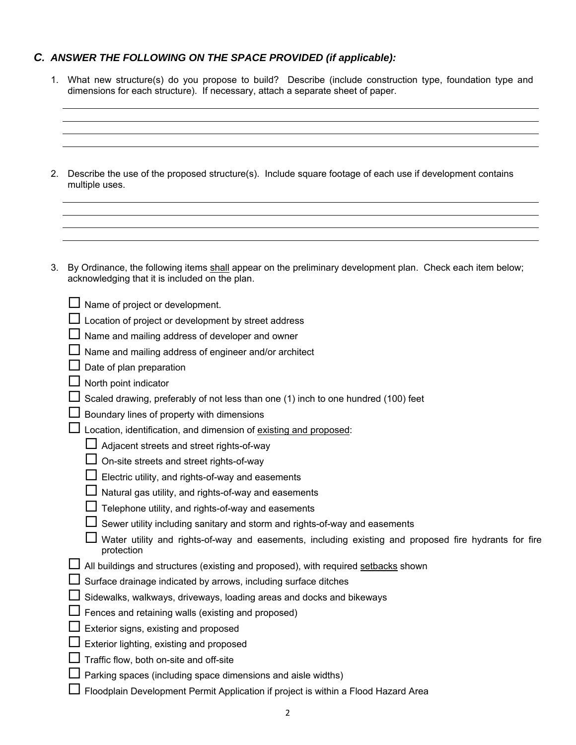### *C. ANSWER THE FOLLOWING ON THE SPACE PROVIDED (if applicable):*

1. What new structure(s) do you propose to build? Describe (include construction type, foundation type and dimensions for each structure). If necessary, attach a separate sheet of paper.

2. Describe the use of the proposed structure(s). Include square footage of each use if development contains multiple uses.

3. By Ordinance, the following items <u>shall</u> appear on the preliminary development plan. Check each item below; acknowledging that it is included on the plan.

   - ☐ Name of project or development.
   - ☐ Location of project or development by street address
   - ☐ Name and mailing address of developer and owner
   - ☐ Name and mailing address of engineer and/or architect
   - ☐ Date of plan preparation
   - ☐ North point indicator
   - ☐ Scaled drawing, preferably of not less than one (1) inch to one hundred (100) feet
   - ☐ Boundary lines of property with dimensions
   - ☐ Location, identification, and dimension of <u>existing and proposed</u>:
     - ☐ Adjacent streets and street rights-of-way
     - ☐ On-site streets and street rights-of-way
     - ☐ Electric utility, and rights-of-way and easements
     - ☐ Natural gas utility, and rights-of-way and easements
     - ☐ Telephone utility, and rights-of-way and easements
     - ☐ Sewer utility including sanitary and storm and rights-of-way and easements
     - ☐ Water utility and rights-of-way and easements, including existing and proposed fire hydrants for fire protection
   - ☐ All buildings and structures (existing and proposed), with required <u>setbacks</u> shown
   - ☐ Surface drainage indicated by arrows, including surface ditches
   - ☐ Sidewalks, walkways, driveways, loading areas and docks and bikeways
   - ☐ Fences and retaining walls (existing and proposed)
   - ☐ Exterior signs, existing and proposed
   - ☐ Exterior lighting, existing and proposed
   - ☐ Traffic flow, both on-site and off-site
   - ☐ Parking spaces (including space dimensions and aisle widths)
   - ☐ Floodplain Development Permit Application if project is within a Flood Hazard Area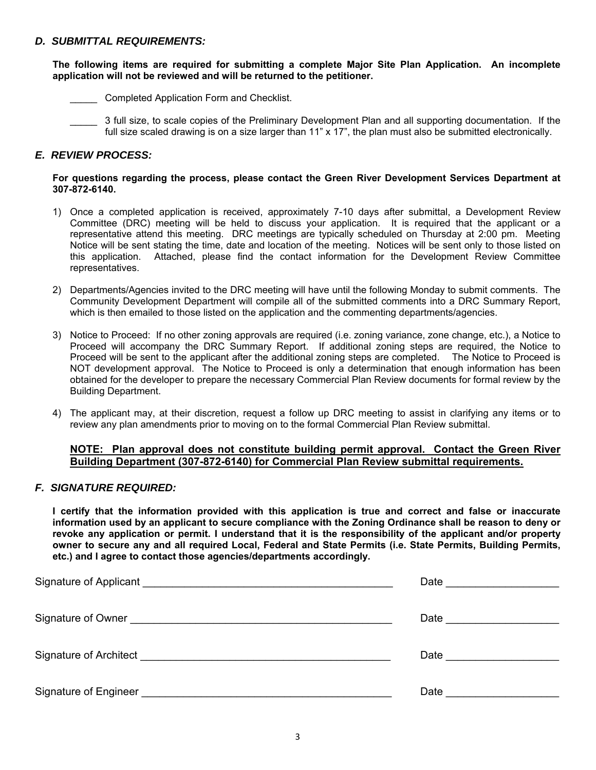### *D. SUBMITTAL REQUIREMENTS:*

**The following items are required for submitting a complete Major Site Plan Application. An incomplete application will not be reviewed and will be returned to the petitioner.**

_____ Completed Application Form and Checklist.

_____ 3 full size, to scale copies of the Preliminary Development Plan and all supporting documentation. If the full size scaled drawing is on a size larger than 11" x 17", the plan must also be submitted electronically.

### *E. REVIEW PROCESS:*

**For questions regarding the process, please contact the Green River Development Services Department at 307-872-6140.**

1) Once a completed application is received, approximately 7-10 days after submittal, a Development Review Committee (DRC) meeting will be held to discuss your application. It is required that the applicant or a representative attend this meeting. DRC meetings are typically scheduled on Thursday at 2:00 pm. Meeting Notice will be sent stating the time, date and location of the meeting. Notices will be sent only to those listed on this application. Attached, please find the contact information for the Development Review Committee representatives.

2) Departments/Agencies invited to the DRC meeting will have until the following Monday to submit comments. The Community Development Department will compile all of the submitted comments into a DRC Summary Report, which is then emailed to those listed on the application and the commenting departments/agencies.

3) Notice to Proceed: If no other zoning approvals are required (i.e. zoning variance, zone change, etc.), a Notice to Proceed will accompany the DRC Summary Report. If additional zoning steps are required, the Notice to Proceed will be sent to the applicant after the additional zoning steps are completed. The Notice to Proceed is NOT development approval. The Notice to Proceed is only a determination that enough information has been obtained for the developer to prepare the necessary Commercial Plan Review documents for formal review by the Building Department.

4) The applicant may, at their discretion, request a follow up DRC meeting to assist in clarifying any items or to review any plan amendments prior to moving on to the formal Commercial Plan Review submittal.

**NOTE: Plan approval does not constitute building permit approval. Contact the Green River Building Department (307-872-6140) for Commercial Plan Review submittal requirements.**

### *F. SIGNATURE REQUIRED:*

**I certify that the information provided with this application is true and correct and false or inaccurate information used by an applicant to secure compliance with the Zoning Ordinance shall be reason to deny or revoke any application or permit. I understand that it is the responsibility of the applicant and/or property owner to secure any and all required Local, Federal and State Permits (i.e. State Permits, Building Permits, etc.) and I agree to contact those agencies/departments accordingly.**

Signature of Applicant ___________________________________________ Date ___________________

Signature of Owner _____________________________________________ Date ___________________

Signature of Architect ___________________________________________ Date ___________________

Signature of Engineer ___________________________________________ Date ___________________